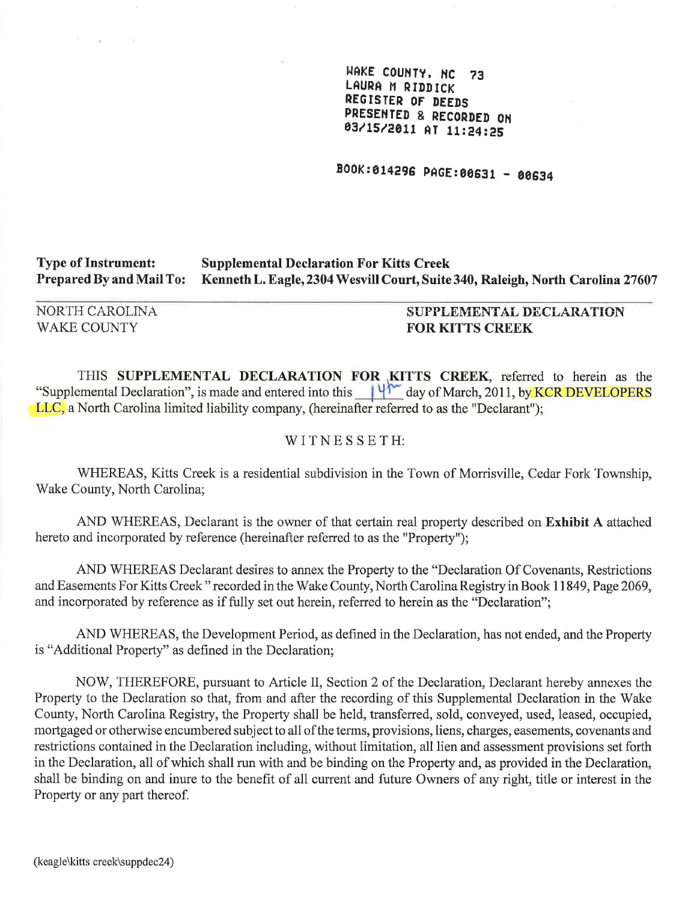WAKE COUNTY, NC 73
LAURA M RIDDICK
REGISTER OF DEEDS
PRESENTED & RECORDED ON
03/15/2011 AT 11:24:25

BOOK:014296 PAGE:00631 - 00634

**Type of Instrument:** **Supplemental Declaration For Kitts Creek**
**Prepared By and Mail To:** **Kenneth L. Eagle, 2304 Wesvill Court, Suite 340, Raleigh, North Carolina 27607**

NORTH CAROLINA
WAKE COUNTY

**SUPPLEMENTAL DECLARATION FOR KITTS CREEK**

THIS **SUPPLEMENTAL DECLARATION FOR KITTS CREEK**, referred to herein as the "Supplemental Declaration", is made and entered into this 14th day of March, 2011, by KCR DEVELOPERS LLC, a North Carolina limited liability company, (hereinafter referred to as the "Declarant");

WITNESSETH:

WHEREAS, Kitts Creek is a residential subdivision in the Town of Morrisville, Cedar Fork Township, Wake County, North Carolina;

AND WHEREAS, Declarant is the owner of that certain real property described on **Exhibit A** attached hereto and incorporated by reference (hereinafter referred to as the "Property");

AND WHEREAS Declarant desires to annex the Property to the "Declaration Of Covenants, Restrictions and Easements For Kitts Creek " recorded in the Wake County, North Carolina Registry in Book 11849, Page 2069, and incorporated by reference as if fully set out herein, referred to herein as the "Declaration";

AND WHEREAS, the Development Period, as defined in the Declaration, has not ended, and the Property is "Additional Property" as defined in the Declaration;

NOW, THEREFORE, pursuant to Article II, Section 2 of the Declaration, Declarant hereby annexes the Property to the Declaration so that, from and after the recording of this Supplemental Declaration in the Wake County, North Carolina Registry, the Property shall be held, transferred, sold, conveyed, used, leased, occupied, mortgaged or otherwise encumbered subject to all of the terms, provisions, liens, charges, easements, covenants and restrictions contained in the Declaration including, without limitation, all lien and assessment provisions set forth in the Declaration, all of which shall run with and be binding on the Property and, as provided in the Declaration, shall be binding on and inure to the benefit of all current and future Owners of any right, title or interest in the Property or any part thereof.

(keagle\kitts creek\suppdec24)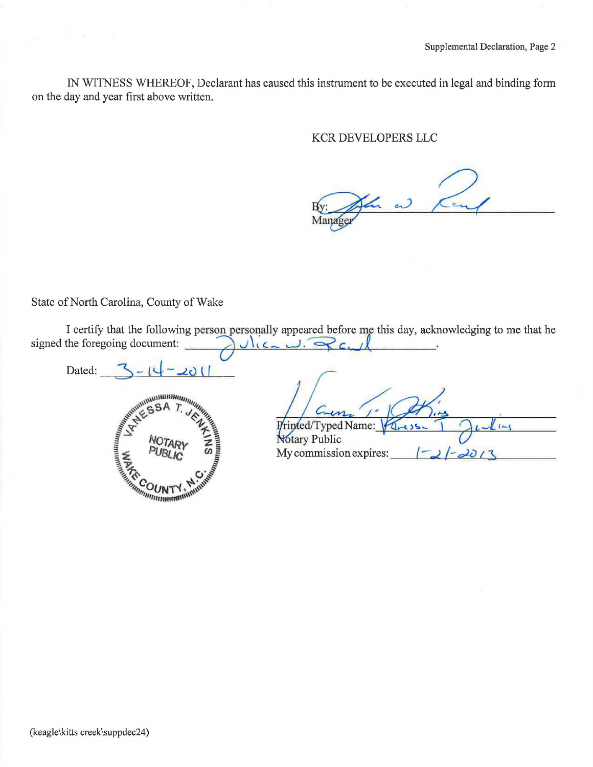IN WITNESS WHEREOF, Declarant has caused this instrument to be executed in legal and binding form on the day and year first above written.

KCR DEVELOPERS LLC

By: ______________________
Manager

State of North Carolina, County of Wake

I certify that the following person personally appeared before me this day, acknowledging to me that he signed the foregoing document: Julian W. Rawl.

Dated: 3-14-2011

VANESSA T. JENKINS
NOTARY PUBLIC
WAKE COUNTY, N.C.

______________________
Printed/Typed Name: Vanessa T. Jenkins
Notary Public
My commission expires: 1-21-2013

(keagle\kitts creek\suppdec24)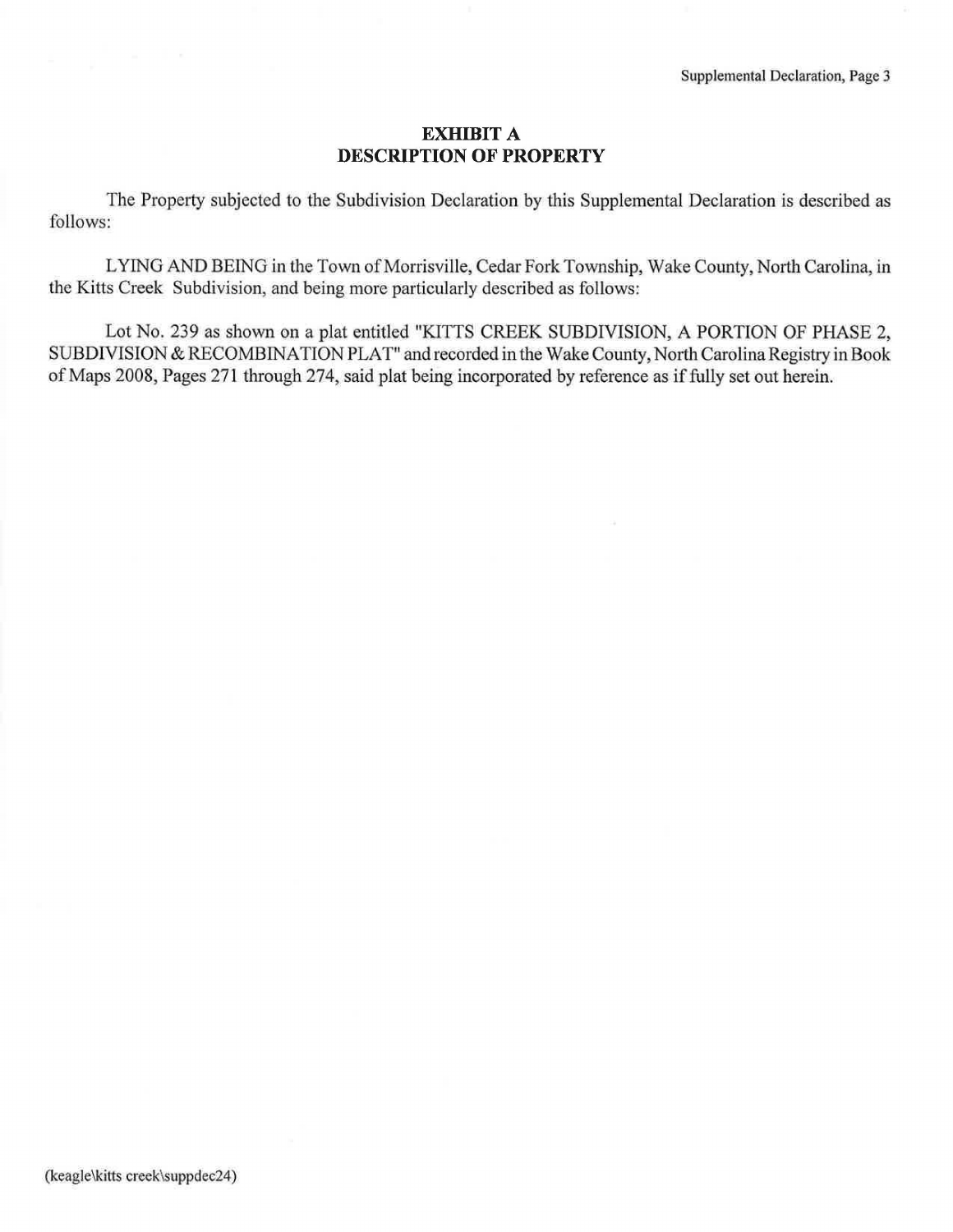# EXHIBIT A
# DESCRIPTION OF PROPERTY

The Property subjected to the Subdivision Declaration by this Supplemental Declaration is described as follows:

LYING AND BEING in the Town of Morrisville, Cedar Fork Township, Wake County, North Carolina, in the Kitts Creek Subdivision, and being more particularly described as follows:

Lot No. 239 as shown on a plat entitled "KITTS CREEK SUBDIVISION, A PORTION OF PHASE 2, SUBDIVISION & RECOMBINATION PLAT" and recorded in the Wake County, North Carolina Registry in Book of Maps 2008, Pages 271 through 274, said plat being incorporated by reference as if fully set out herein.

(keagle\kitts creek\suppdec24)